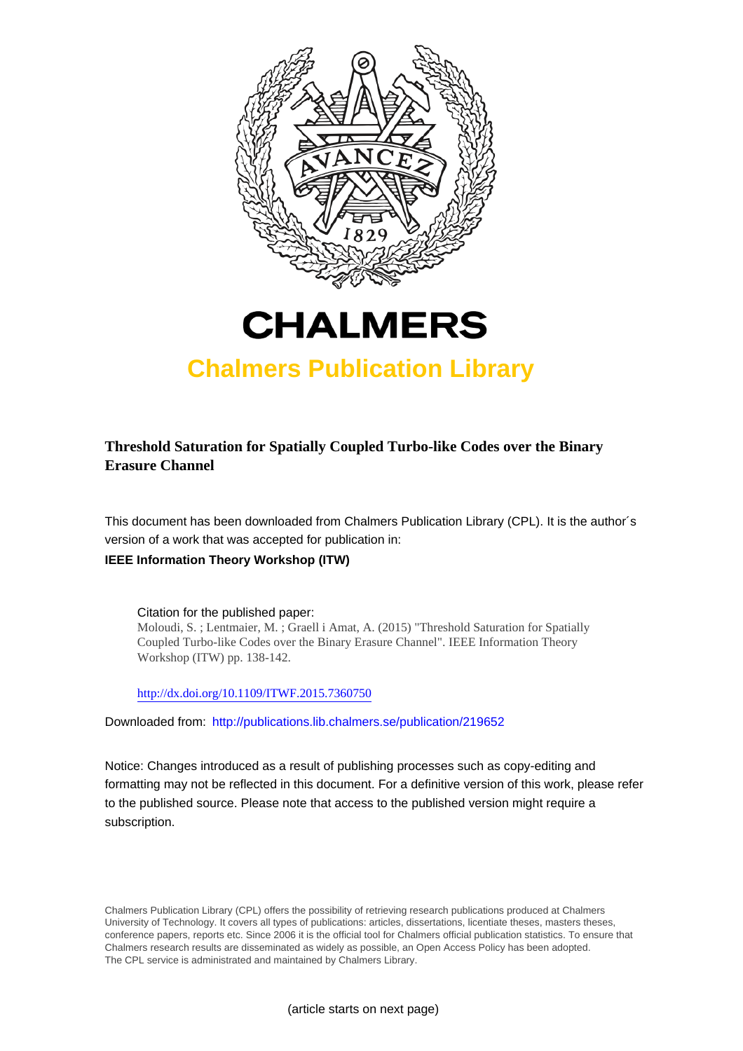# CHALMERS

## Chalmers Publication Library

**Threshold Saturation for Spatially Coupled Turbo-like Codes over the Binary Erasure Channel**

This document has been downloaded from Chalmers Publication Library (CPL). It is the author´s version of a work that was accepted for publication in:

**IEEE Information Theory Workshop (ITW)**

Citation for the published paper:
Moloudi, S. ; Lentmaier, M. ; Graell i Amat, A. (2015) "Threshold Saturation for Spatially Coupled Turbo-like Codes over the Binary Erasure Channel". IEEE Information Theory Workshop (ITW) pp. 138-142.

http://dx.doi.org/10.1109/ITWF.2015.7360750

Downloaded from: http://publications.lib.chalmers.se/publication/219652

Notice: Changes introduced as a result of publishing processes such as copy-editing and formatting may not be reflected in this document. For a definitive version of this work, please refer to the published source. Please note that access to the published version might require a subscription.

Chalmers Publication Library (CPL) offers the possibility of retrieving research publications produced at Chalmers University of Technology. It covers all types of publications: articles, dissertations, licentiate theses, masters theses, conference papers, reports etc. Since 2006 it is the official tool for Chalmers official publication statistics. To ensure that Chalmers research results are disseminated as widely as possible, an Open Access Policy has been adopted. The CPL service is administrated and maintained by Chalmers Library.

(article starts on next page)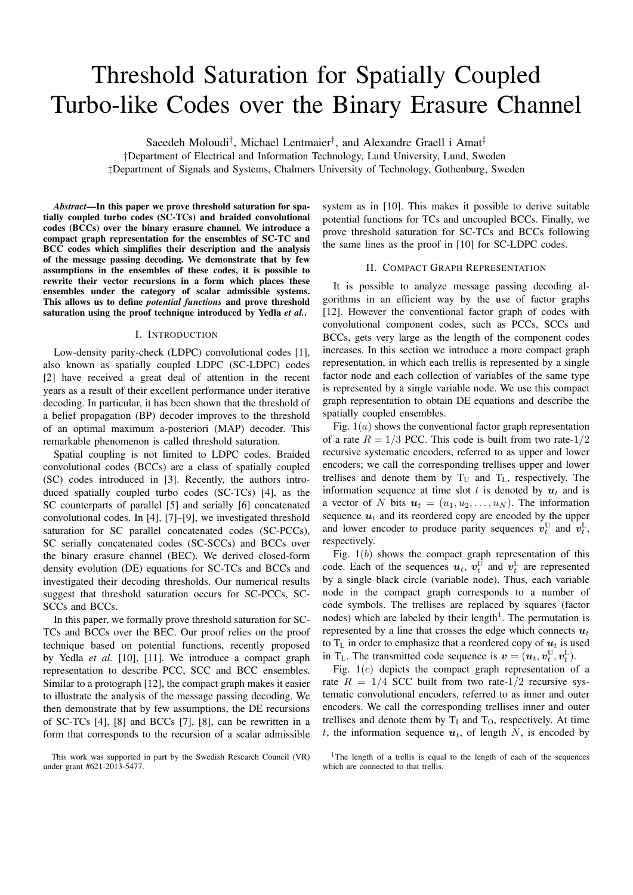# Threshold Saturation for Spatially Coupled Turbo-like Codes over the Binary Erasure Channel

Saeedeh Moloudi[†], Michael Lentmaier[†], and Alexandre Graell i Amat[‡]

[†]Department of Electrical and Information Technology, Lund University, Lund, Sweden
[‡]Department of Signals and Systems, Chalmers University of Technology, Gothenburg, Sweden

***Abstract*—In this paper we prove threshold saturation for spatially coupled turbo codes (SC-TCs) and braided convolutional codes (BCCs) over the binary erasure channel. We introduce a compact graph representation for the ensembles of SC-TC and BCC codes which simplifies their description and the analysis of the message passing decoding. We demonstrate that by few assumptions in the ensembles of these codes, it is possible to rewrite their vector recursions in a form which places these ensembles under the category of scalar admissible systems. This allows us to define *potential functions* and prove threshold saturation using the proof technique introduced by Yedla *et al.*.**

## I. Introduction

Low-density parity-check (LDPC) convolutional codes [1], also known as spatially coupled LDPC (SC-LDPC) codes [2] have received a great deal of attention in the recent years as a result of their excellent performance under iterative decoding. In particular, it has been shown that the threshold of a belief propagation (BP) decoder improves to the threshold of an optimal maximum a-posteriori (MAP) decoder. This remarkable phenomenon is called threshold saturation.

Spatial coupling is not limited to LDPC codes. Braided convolutional codes (BCCs) are a class of spatially coupled (SC) codes introduced in [3]. Recently, the authors introduced spatially coupled turbo codes (SC-TCs) [4], as the SC counterparts of parallel [5] and serially [6] concatenated convolutional codes. In [4], [7]–[9], we investigated threshold saturation for SC parallel concatenated codes (SC-PCCs), SC serially concatenated codes (SC-SCCs) and BCCs over the binary erasure channel (BEC). We derived closed-form density evolution (DE) equations for SC-TCs and BCCs and investigated their decoding thresholds. Our numerical results suggest that threshold saturation occurs for SC-PCCs, SC-SCCs and BCCs.

In this paper, we formally prove threshold saturation for SC-TCs and BCCs over the BEC. Our proof relies on the proof technique based on potential functions, recently proposed by Yedla *et al.* [10], [11]. We introduce a compact graph representation to describe PCC, SCC and BCC ensembles. Similar to a protograph [12], the compact graph makes it easier to illustrate the analysis of the message passing decoding. We then demonstrate that by few assumptions, the DE recursions of SC-TCs [4], [8] and BCCs [7], [8], can be rewritten in a form that corresponds to the recursion of a scalar admissible system as in [10]. This makes it possible to derive suitable potential functions for TCs and uncoupled BCCs. Finally, we prove threshold saturation for SC-TCs and BCCs following the same lines as the proof in [10] for SC-LDPC codes.

## II. Compact Graph Representation

It is possible to analyze message passing decoding algorithms in an efficient way by the use of factor graphs [12]. However the conventional factor graph of codes with convolutional component codes, such as PCCs, SCCs and BCCs, gets very large as the length of the component codes increases. In this section we introduce a more compact graph representation, in which each trellis is represented by a single factor node and each collection of variables of the same type is represented by a single variable node. We use this compact graph representation to obtain DE equations and describe the spatially coupled ensembles.

Fig. $1(a)$ shows the conventional factor graph representation of a rate $R = 1/3$ PCC. This code is built from two rate-$1/2$ recursive systematic encoders, referred to as upper and lower encoders; we call the corresponding trellises upper and lower trellises and denote them by $\mathrm{T_U}$ and $\mathrm{T_L}$, respectively. The information sequence at time slot $t$ is denoted by $\boldsymbol{u}_t$ and is a vector of $N$ bits $\boldsymbol{u}_t = (u_1, u_2, \ldots, u_N)$. The information sequence $\boldsymbol{u}_t$ and its reordered copy are encoded by the upper and lower encoder to produce parity sequences $\boldsymbol{v}_t^{\mathrm{U}}$ and $\boldsymbol{v}_t^{\mathrm{L}}$, respectively.

Fig. $1(b)$ shows the compact graph representation of this code. Each of the sequences $\boldsymbol{u}_t$, $\boldsymbol{v}_t^{\mathrm{U}}$ and $\boldsymbol{v}_t^{\mathrm{L}}$ are represented by a single black circle (variable node). Thus, each variable node in the compact graph corresponds to a number of code symbols. The trellises are replaced by squares (factor nodes) which are labeled by their length[1]. The permutation is represented by a line that crosses the edge which connects $\boldsymbol{u}_t$ to $\mathrm{T_L}$ in order to emphasize that a reordered copy of $\boldsymbol{u}_t$ is used in $\mathrm{T_L}$. The transmitted code sequence is $\boldsymbol{v} = (\boldsymbol{u}_t, \boldsymbol{v}_t^{\mathrm{U}}, \boldsymbol{v}_t^{\mathrm{L}})$.

Fig. $1(c)$ depicts the compact graph representation of a rate $R = 1/4$ SCC built from two rate-$1/2$ recursive systematic convolutional encoders, referred to as inner and outer encoders. We call the corresponding trellises inner and outer trellises and denote them by $\mathrm{T_I}$ and $\mathrm{T_O}$, respectively. At time $t$, the information sequence $\boldsymbol{u}_t$, of length $N$, is encoded by

This work was supported in part by the Swedish Research Council (VR) under grant #621-2013-5477.

[1]The length of a trellis is equal to the length of each of the sequences which are connected to that trellis.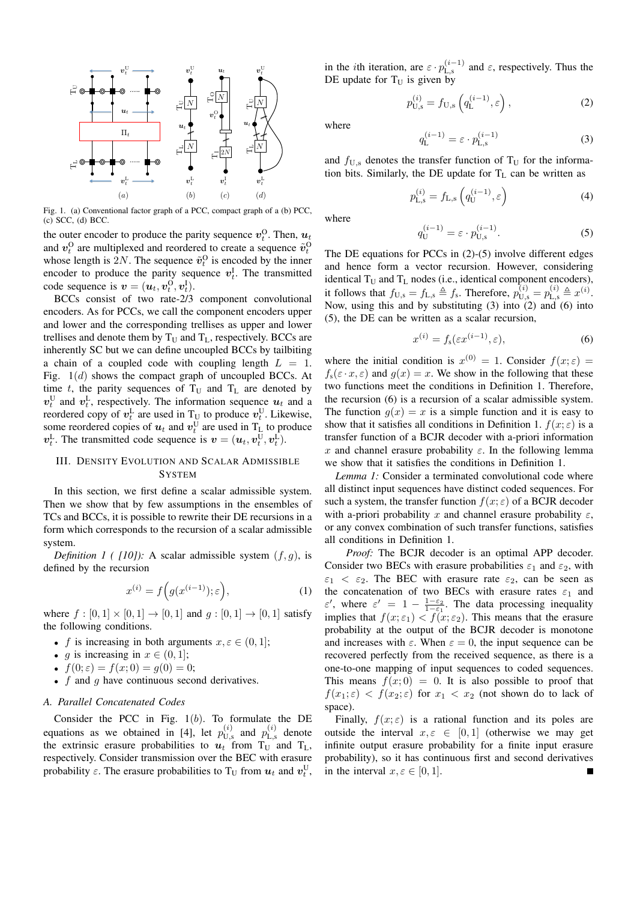Fig. 1. (a) Conventional factor graph of a PCC, compact graph of a (b) PCC, (c) SCC, (d) BCC.

the outer encoder to produce the parity sequence $\boldsymbol{v}_t^{\rm O}$. Then, $\boldsymbol{u}_t$ and $\boldsymbol{v}_t^{\rm O}$ are multiplexed and reordered to create a sequence $\tilde{\boldsymbol{v}}_t^{\rm O}$ whose length is $2N$. The sequence $\tilde{\boldsymbol{v}}_t^{\rm O}$ is encoded by the inner encoder to produce the parity sequence $\boldsymbol{v}_t^{\rm I}$. The transmitted code sequence is $\boldsymbol{v} = (\boldsymbol{u}_t, \boldsymbol{v}_t^{\rm O}, \boldsymbol{v}_t^{\rm I})$.

BCCs consist of two rate-2/3 component convolutional encoders. As for PCCs, we call the component encoders upper and lower and the corresponding trellises as upper and lower trellises and denote them by $\rm T_U$ and $\rm T_L$, respectively. BCCs are inherently SC but we can define uncoupled BCCs by tailbiting a chain of a coupled code with coupling length $L = 1$. Fig. 1$(d)$ shows the compact graph of uncoupled BCCs. At time $t$, the parity sequences of $\rm T_U$ and $\rm T_L$ are denoted by $\boldsymbol{v}_t^{\rm U}$ and $\boldsymbol{v}_t^{\rm L}$, respectively. The information sequence $\boldsymbol{u}_t$ and a reordered copy of $\boldsymbol{v}_t^{\rm L}$ are used in $\rm T_U$ to produce $\boldsymbol{v}_t^{\rm U}$. Likewise, some reordered copies of $\boldsymbol{u}_t$ and $\boldsymbol{v}_t^{\rm U}$ are used in $\rm T_L$ to produce $\boldsymbol{v}_t^{\rm L}$. The transmitted code sequence is $\boldsymbol{v} = (\boldsymbol{u}_t, \boldsymbol{v}_t^{\rm U}, \boldsymbol{v}_t^{\rm L})$.

## III. Density Evolution and Scalar Admissible System

In this section, we first define a scalar admissible system. Then we show that by few assumptions in the ensembles of TCs and BCCs, it is possible to rewrite their DE recursions in a form which corresponds to the recursion of a scalar admissible system.

*Definition 1 ( [10]):* A scalar admissible system $(f, g)$, is defined by the recursion

$$x^{(i)} = f\Big(g(x^{(i-1)}); \varepsilon\Big), \tag{1}$$

where $f : [0, 1] \times [0, 1] \to [0, 1]$ and $g : [0, 1] \to [0, 1]$ satisfy the following conditions.

- $f$ is increasing in both arguments $x, \varepsilon \in (0, 1]$;
- $g$ is increasing in $x \in (0, 1]$;
- $f(0; \varepsilon) = f(x; 0) = g(0) = 0$;
- $f$ and $g$ have continuous second derivatives.

### A. Parallel Concatenated Codes

Consider the PCC in Fig. 1$(b)$. To formulate the DE equations as we obtained in [4], let $p_{\rm U,s}^{(i)}$ and $p_{\rm L,s}^{(i)}$ denote the extrinsic erasure probabilities to $\boldsymbol{u}_t$ from $\rm T_U$ and $\rm T_L$, respectively. Consider transmission over the BEC with erasure probability $\varepsilon$. The erasure probabilities to $\rm T_U$ from $\boldsymbol{u}_t$ and $\boldsymbol{v}_t^{\rm U}$, in the $i$th iteration, are $\varepsilon \cdot p_{\rm L,s}^{(i-1)}$ and $\varepsilon$, respectively. Thus the DE update for $\rm T_U$ is given by

$$p_{\rm U,s}^{(i)} = f_{\rm U,s}\left(q_{\rm L}^{(i-1)}, \varepsilon\right), \tag{2}$$

where

$$q_{\rm L}^{(i-1)} = \varepsilon \cdot p_{\rm L,s}^{(i-1)} \tag{3}$$

and $f_{\rm U,s}$ denotes the transfer function of $\rm T_U$ for the information bits. Similarly, the DE update for $\rm T_L$ can be written as

$$p_{\rm L,s}^{(i)} = f_{\rm L,s}\left(q_{\rm U}^{(i-1)}, \varepsilon\right) \tag{4}$$

where

$$q_{\rm U}^{(i-1)} = \varepsilon \cdot p_{\rm U,s}^{(i-1)}. \tag{5}$$

The DE equations for PCCs in (2)-(5) involve different edges and hence form a vector recursion. However, considering identical $\rm T_U$ and $\rm T_L$ nodes (i.e., identical component encoders), it follows that $f_{\rm U,s} = f_{\rm L,s} \triangleq f_{\rm s}$. Therefore, $p_{\rm U,s}^{(i)} = p_{\rm L,s}^{(i)} \triangleq x^{(i)}$. Now, using this and by substituting (3) into (2) and (6) into (5), the DE can be written as a scalar recursion,

$$x^{(i)} = f_{\rm s}(\varepsilon x^{(i-1)}, \varepsilon), \tag{6}$$

where the initial condition is $x^{(0)} = 1$. Consider $f(x; \varepsilon) = f_{\rm s}(\varepsilon \cdot x, \varepsilon)$ and $g(x) = x$. We show in the following that these two functions meet the conditions in Definition 1. Therefore, the recursion (6) is a recursion of a scalar admissible system. The function $g(x) = x$ is a simple function and it is easy to show that it satisfies all conditions in Definition 1. $f(x; \varepsilon)$ is a transfer function of a BCJR decoder with a-priori information $x$ and channel erasure probability $\varepsilon$. In the following lemma we show that it satisfies the conditions in Definition 1.

*Lemma 1:* Consider a terminated convolutional code where all distinct input sequences have distinct coded sequences. For such a system, the transfer function $f(x; \varepsilon)$ of a BCJR decoder with a-priori probability $x$ and channel erasure probability $\varepsilon$, or any convex combination of such transfer functions, satisfies all conditions in Definition 1.

*Proof:* The BCJR decoder is an optimal APP decoder. Consider two BECs with erasure probabilities $\varepsilon_1$ and $\varepsilon_2$, with $\varepsilon_1 < \varepsilon_2$. The BEC with erasure rate $\varepsilon_2$, can be seen as the concatenation of two BECs with erasure rates $\varepsilon_1$ and $\varepsilon'$, where $\varepsilon' = 1 - \frac{1-\varepsilon_2}{1-\varepsilon_1}$. The data processing inequality implies that $f(x; \varepsilon_1) < f(x; \varepsilon_2)$. This means that the erasure probability at the output of the BCJR decoder is monotone and increases with $\varepsilon$. When $\varepsilon = 0$, the input sequence can be recovered perfectly from the received sequence, as there is a one-to-one mapping of input sequences to coded sequences. This means $f(x; 0) = 0$. It is also possible to proof that $f(x_1; \varepsilon) < f(x_2; \varepsilon)$ for $x_1 < x_2$ (not shown do to lack of space).

Finally, $f(x; \varepsilon)$ is a rational function and its poles are outside the interval $x, \varepsilon \in [0, 1]$ (otherwise we may get infinite output erasure probability for a finite input erasure probability), so it has continuous first and second derivatives in the interval $x, \varepsilon \in [0, 1]$. ∎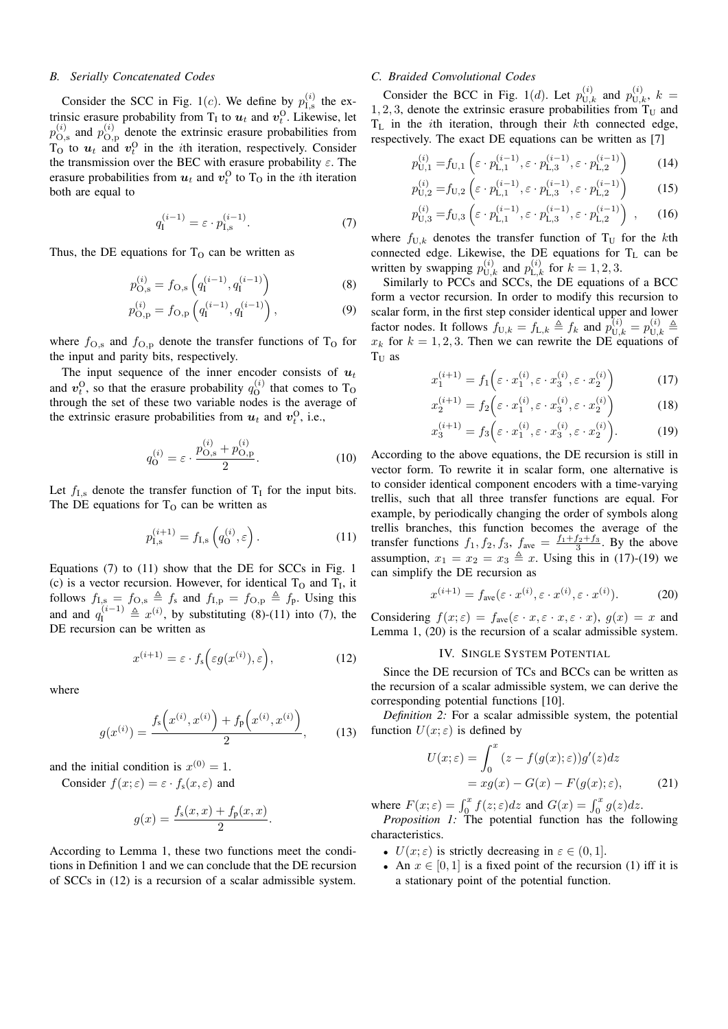### B. Serially Concatenated Codes

Consider the SCC in Fig. 1$(c)$. We define by $p_{\mathrm{I,s}}^{(i)}$ the extrinsic erasure probability from $\mathrm{T_I}$ to $\boldsymbol{u}_t$ and $\boldsymbol{v}_t^{\mathrm{O}}$. Likewise, let $p_{\mathrm{O,s}}^{(i)}$ and $p_{\mathrm{O,p}}^{(i)}$ denote the extrinsic erasure probabilities from $\mathrm{T_O}$ to $\boldsymbol{u}_t$ and $\boldsymbol{v}_t^{\mathrm{O}}$ in the $i$th iteration, respectively. Consider the transmission over the BEC with erasure probability $\varepsilon$. The erasure probabilities from $\boldsymbol{u}_t$ and $\boldsymbol{v}_t^{\mathrm{O}}$ to $\mathrm{T_O}$ in the $i$th iteration both are equal to

$$q_{\mathrm{I}}^{(i-1)} = \varepsilon \cdot p_{\mathrm{I,s}}^{(i-1)}. \tag{7}$$

Thus, the DE equations for $\mathrm{T_O}$ can be written as

$$p_{\mathrm{O,s}}^{(i)} = f_{\mathrm{O,s}}\left(q_{\mathrm{I}}^{(i-1)}, q_{\mathrm{I}}^{(i-1)}\right) \tag{8}$$

$$p_{\mathrm{O,p}}^{(i)} = f_{\mathrm{O,p}}\left(q_{\mathrm{I}}^{(i-1)}, q_{\mathrm{I}}^{(i-1)}\right), \tag{9}$$

where $f_{\mathrm{O,s}}$ and $f_{\mathrm{O,p}}$ denote the transfer functions of $\mathrm{T_O}$ for the input and parity bits, respectively.

The input sequence of the inner encoder consists of $\boldsymbol{u}_t$ and $\boldsymbol{v}_t^{\mathrm{O}}$, so that the erasure probability $q_{\mathrm{O}}^{(i)}$ that comes to $\mathrm{T_O}$ through the set of these two variable nodes is the average of the extrinsic erasure probabilities from $\boldsymbol{u}_t$ and $\boldsymbol{v}_t^{\mathrm{O}}$, i.e.,

$$q_{\mathrm{O}}^{(i)} = \varepsilon \cdot \frac{p_{\mathrm{O,s}}^{(i)} + p_{\mathrm{O,p}}^{(i)}}{2}. \tag{10}$$

Let $f_{\mathrm{I,s}}$ denote the transfer function of $\mathrm{T_I}$ for the input bits. The DE equations for $\mathrm{T_O}$ can be written as

$$p_{\mathrm{I,s}}^{(i+1)} = f_{\mathrm{I,s}}\left(q_{\mathrm{O}}^{(i)}, \varepsilon\right). \tag{11}$$

Equations (7) to (11) show that the DE for SCCs in Fig. 1 (c) is a vector recursion. However, for identical $\mathrm{T_O}$ and $\mathrm{T_I}$, it follows $f_{\mathrm{I,s}} = f_{\mathrm{O,s}} \triangleq f_{\mathrm{s}}$ and $f_{\mathrm{I,p}} = f_{\mathrm{O,p}} \triangleq f_{\mathrm{p}}$. Using this and and $q_{\mathrm{I}}^{(i-1)} \triangleq x^{(i)}$, by substituting (8)-(11) into (7), the DE recursion can be written as

$$x^{(i+1)} = \varepsilon \cdot f_{\mathrm{s}}\Big(\varepsilon g(x^{(i)}), \varepsilon\Big), \tag{12}$$

where

$$g(x^{(i)}) = \frac{f_{\mathrm{s}}\Big(x^{(i)}, x^{(i)}\Big) + f_{\mathrm{p}}\Big(x^{(i)}, x^{(i)}\Big)}{2}, \tag{13}$$

and the initial condition is $x^{(0)} = 1$.

Consider $f(x;\varepsilon) = \varepsilon \cdot f_{\mathrm{s}}(x, \varepsilon)$ and

$$g(x) = \frac{f_{\mathrm{s}}(x, x) + f_{\mathrm{p}}(x, x)}{2}.$$

According to Lemma 1, these two functions meet the conditions in Definition 1 and we can conclude that the DE recursion of SCCs in (12) is a recursion of a scalar admissible system.

### C. Braided Convolutional Codes

Consider the BCC in Fig. 1$(d)$. Let $p_{\mathrm{U},k}^{(i)}$ and $p_{\mathrm{U},k}^{(i)}$, $k = 1, 2, 3$, denote the extrinsic erasure probabilities from $\mathrm{T_U}$ and $\mathrm{T_L}$ in the $i$th iteration, through their $k$th connected edge, respectively. The exact DE equations can be written as [7]

$$p_{\mathrm{U},1}^{(i)} = f_{\mathrm{U},1}\left(\varepsilon \cdot p_{\mathrm{L},1}^{(i-1)}, \varepsilon \cdot p_{\mathrm{L},3}^{(i-1)}, \varepsilon \cdot p_{\mathrm{L},2}^{(i-1)}\right) \tag{14}$$

$$p_{\mathrm{U},2}^{(i)} = f_{\mathrm{U},2}\left(\varepsilon \cdot p_{\mathrm{L},1}^{(i-1)}, \varepsilon \cdot p_{\mathrm{L},3}^{(i-1)}, \varepsilon \cdot p_{\mathrm{L},2}^{(i-1)}\right) \tag{15}$$

$$p_{\mathrm{U},3}^{(i)} = f_{\mathrm{U},3}\left(\varepsilon \cdot p_{\mathrm{L},1}^{(i-1)}, \varepsilon \cdot p_{\mathrm{L},3}^{(i-1)}, \varepsilon \cdot p_{\mathrm{L},2}^{(i-1)}\right), \tag{16}$$

where $f_{\mathrm{U},k}$ denotes the transfer function of $\mathrm{T_U}$ for the $k$th connected edge. Likewise, the DE equations for $\mathrm{T_L}$ can be written by swapping $p_{\mathrm{U},k}^{(i)}$ and $p_{\mathrm{L},k}^{(i)}$ for $k = 1, 2, 3$.

Similarly to PCCs and SCCs, the DE equations of a BCC form a vector recursion. In order to modify this recursion to scalar form, in the first step consider identical upper and lower factor nodes. It follows $f_{\mathrm{U},k} = f_{\mathrm{L},k} \triangleq f_k$ and $p_{\mathrm{U},k}^{(i)} = p_{\mathrm{U},k}^{(i)} \triangleq x_k$ for $k = 1, 2, 3$. Then we can rewrite the DE equations of $\mathrm{T_U}$ as

$$x_1^{(i+1)} = f_1\Big(\varepsilon \cdot x_1^{(i)}, \varepsilon \cdot x_3^{(i)}, \varepsilon \cdot x_2^{(i)}\Big) \tag{17}$$

$$x_2^{(i+1)} = f_2\Big(\varepsilon \cdot x_1^{(i)}, \varepsilon \cdot x_3^{(i)}, \varepsilon \cdot x_2^{(i)}\Big) \tag{18}$$

$$x_3^{(i+1)} = f_3\Big(\varepsilon \cdot x_1^{(i)}, \varepsilon \cdot x_3^{(i)}, \varepsilon \cdot x_2^{(i)}\Big). \tag{19}$$

According to the above equations, the DE recursion is still in vector form. To rewrite it in scalar form, one alternative is to consider identical component encoders with a time-varying trellis, such that all three transfer functions are equal. For example, by periodically changing the order of symbols along trellis branches, this function becomes the average of the transfer functions $f_1, f_2, f_3$, $f_{\mathrm{ave}} = \frac{f_1 + f_2 + f_3}{3}$. By the above assumption, $x_1 = x_2 = x_3 \triangleq x$. Using this in (17)-(19) we can simplify the DE recursion as

$$x^{(i+1)} = f_{\mathrm{ave}}(\varepsilon \cdot x^{(i)}, \varepsilon \cdot x^{(i)}, \varepsilon \cdot x^{(i)}). \tag{20}$$

Considering $f(x;\varepsilon) = f_{\mathrm{ave}}(\varepsilon \cdot x, \varepsilon \cdot x, \varepsilon \cdot x)$, $g(x) = x$ and Lemma 1, (20) is the recursion of a scalar admissible system.

## IV. Single System Potential

Since the DE recursion of TCs and BCCs can be written as the recursion of a scalar admissible system, we can derive the corresponding potential functions [10].

*Definition 2:* For a scalar admissible system, the potential function $U(x;\varepsilon)$ is defined by

$$\begin{aligned} U(x;\varepsilon) &= \int_0^x (z - f(g(x);\varepsilon))g'(z)dz \\ &= xg(x) - G(x) - F(g(x);\varepsilon), \end{aligned} \tag{21}$$

where $F(x;\varepsilon) = \int_0^x f(z;\varepsilon)dz$ and $G(x) = \int_0^x g(z)dz$.

*Proposition 1:* The potential function has the following characteristics.

- $U(x;\varepsilon)$ is strictly decreasing in $\varepsilon \in (0, 1]$.
- An $x \in [0, 1]$ is a fixed point of the recursion (1) iff it is a stationary point of the potential function.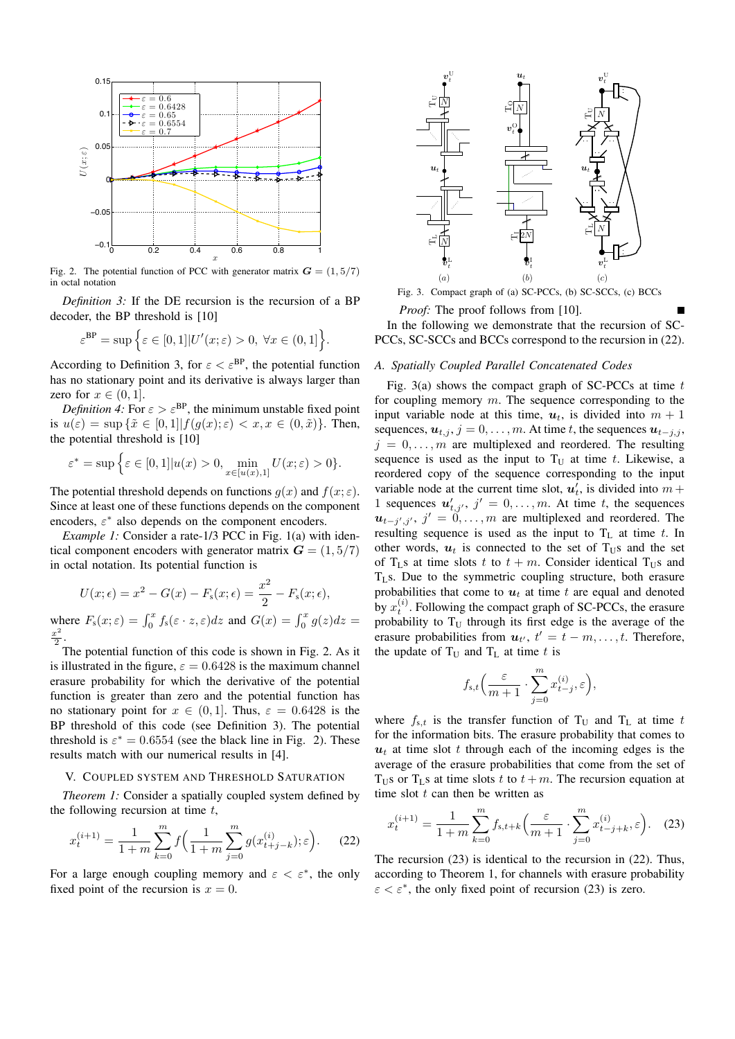Fig. 2. The potential function of PCC with generator matrix $\boldsymbol{G} = (1, 5/7)$ in octal notation

*Definition 3:* If the DE recursion is the recursion of a BP decoder, the BP threshold is [10]

$$\varepsilon^{\text{BP}} = \sup\Big\{\varepsilon \in [0,1] | U'(x;\varepsilon) > 0,\ \forall x \in (0,1]\Big\}.$$

According to Definition 3, for $\varepsilon < \varepsilon^{\text{BP}}$, the potential function has no stationary point and its derivative is always larger than zero for $x \in (0, 1]$.

*Definition 4:* For $\varepsilon > \varepsilon^{\text{BP}}$, the minimum unstable fixed point is $u(\varepsilon) = \sup\{\tilde{x} \in [0,1] | f(g(x);\varepsilon) < x, x \in (0,\tilde{x})\}$. Then, the potential threshold is [10]

$$\varepsilon^* = \sup\Big\{\varepsilon \in [0,1] | u(x) > 0,\ \min_{x\in[u(x),1]} U(x;\varepsilon) > 0\Big\}.$$

The potential threshold depends on functions $g(x)$ and $f(x;\varepsilon)$. Since at least one of these functions depends on the component encoders, $\varepsilon^*$ also depends on the component encoders.

*Example 1:* Consider a rate-1/3 PCC in Fig. 1(a) with identical component encoders with generator matrix $\boldsymbol{G} = (1, 5/7)$ in octal notation. Its potential function is

$$U(x;\epsilon) = x^2 - G(x) - F_{\text{s}}(x;\epsilon) = \frac{x^2}{2} - F_{\text{s}}(x;\epsilon),$$

where $F_{\text{s}}(x;\varepsilon) = \int_0^x f_{\text{s}}(\varepsilon\cdot z,\varepsilon)dz$ and $G(x) = \int_0^x g(z)dz = \frac{x^2}{2}$.

The potential function of this code is shown in Fig. 2. As it is illustrated in the figure, $\varepsilon = 0.6428$ is the maximum channel erasure probability for which the derivative of the potential function is greater than zero and the potential function has no stationary point for $x \in (0, 1]$. Thus, $\varepsilon = 0.6428$ is the BP threshold of this code (see Definition 3). The potential threshold is $\varepsilon^* = 0.6554$ (see the black line in Fig. 2). These results match with our numerical results in [4].

## V. Coupled System and Threshold Saturation

*Theorem 1:* Consider a spatially coupled system defined by the following recursion at time $t$,

$$x_t^{(i+1)} = \frac{1}{1+m}\sum_{k=0}^{m} f\Big(\frac{1}{1+m}\sum_{j=0}^{m} g(x_{t+j-k}^{(i)});\varepsilon\Big). \tag{22}$$

For a large enough coupling memory and $\varepsilon < \varepsilon^*$, the only fixed point of the recursion is $x = 0$.

Fig. 3. Compact graph of (a) SC-PCCs, (b) SC-SCCs, (c) BCCs

*Proof:* The proof follows from [10]. ∎

In the following we demonstrate that the recursion of SC-PCCs, SC-SCCs and BCCs correspond to the recursion in (22).

### A. Spatially Coupled Parallel Concatenated Codes

Fig. 3(a) shows the compact graph of SC-PCCs at time $t$ for coupling memory $m$. The sequence corresponding to the input variable node at this time, $\boldsymbol{u}_t$, is divided into $m+1$ sequences, $\boldsymbol{u}_{t,j}$, $j = 0,\ldots,m$. At time $t$, the sequences $\boldsymbol{u}_{t-j,j}$, $j = 0,\ldots,m$ are multiplexed and reordered. The resulting sequence is used as the input to $\text{T}_{\text{U}}$ at time $t$. Likewise, a reordered copy of the sequence corresponding to the input variable node at the current time slot, $\boldsymbol{u}'_t$, is divided into $m+1$ sequences $\boldsymbol{u}'_{t,j'}$, $j' = 0,\ldots,m$. At time $t$, the sequences $\boldsymbol{u}_{t-j',j'}$, $j' = 0,\ldots,m$ are multiplexed and reordered. The resulting sequence is used as the input to $\text{T}_{\text{L}}$ at time $t$. In other words, $\boldsymbol{u}_t$ is connected to the set of $\text{T}_{\text{U}}$s and the set of $\text{T}_{\text{L}}$s at time slots $t$ to $t+m$. Consider identical $\text{T}_{\text{U}}$s and $\text{T}_{\text{L}}$s. Due to the symmetric coupling structure, both erasure probabilities that come to $\boldsymbol{u}_t$ at time $t$ are equal and denoted by $x_t^{(i)}$. Following the compact graph of SC-PCCs, the erasure probability to $\text{T}_{\text{U}}$ through its first edge is the average of the erasure probabilities from $\boldsymbol{u}_{t'}$, $t' = t-m,\ldots,t$. Therefore, the update of $\text{T}_{\text{U}}$ and $\text{T}_{\text{L}}$ at time $t$ is

$$f_{\text{s},t}\Big(\frac{\varepsilon}{m+1}\cdot\sum_{j=0}^{m} x_{t-j}^{(i)},\varepsilon\Big),$$

where $f_{\text{s},t}$ is the transfer function of $\text{T}_{\text{U}}$ and $\text{T}_{\text{L}}$ at time $t$ for the information bits. The erasure probability that comes to $\boldsymbol{u}_t$ at time slot $t$ through each of the incoming edges is the average of the erasure probabilities that come from the set of $\text{T}_{\text{U}}$s or $\text{T}_{\text{L}}$s at time slots $t$ to $t+m$. The recursion equation at time slot $t$ can then be written as

$$x_t^{(i+1)} = \frac{1}{1+m}\sum_{k=0}^{m} f_{\text{s},t+k}\Big(\frac{\varepsilon}{m+1}\cdot\sum_{j=0}^{m} x_{t-j+k}^{(i)},\varepsilon\Big). \tag{23}$$

The recursion (23) is identical to the recursion in (22). Thus, according to Theorem 1, for channels with erasure probability $\varepsilon < \varepsilon^*$, the only fixed point of recursion (23) is zero.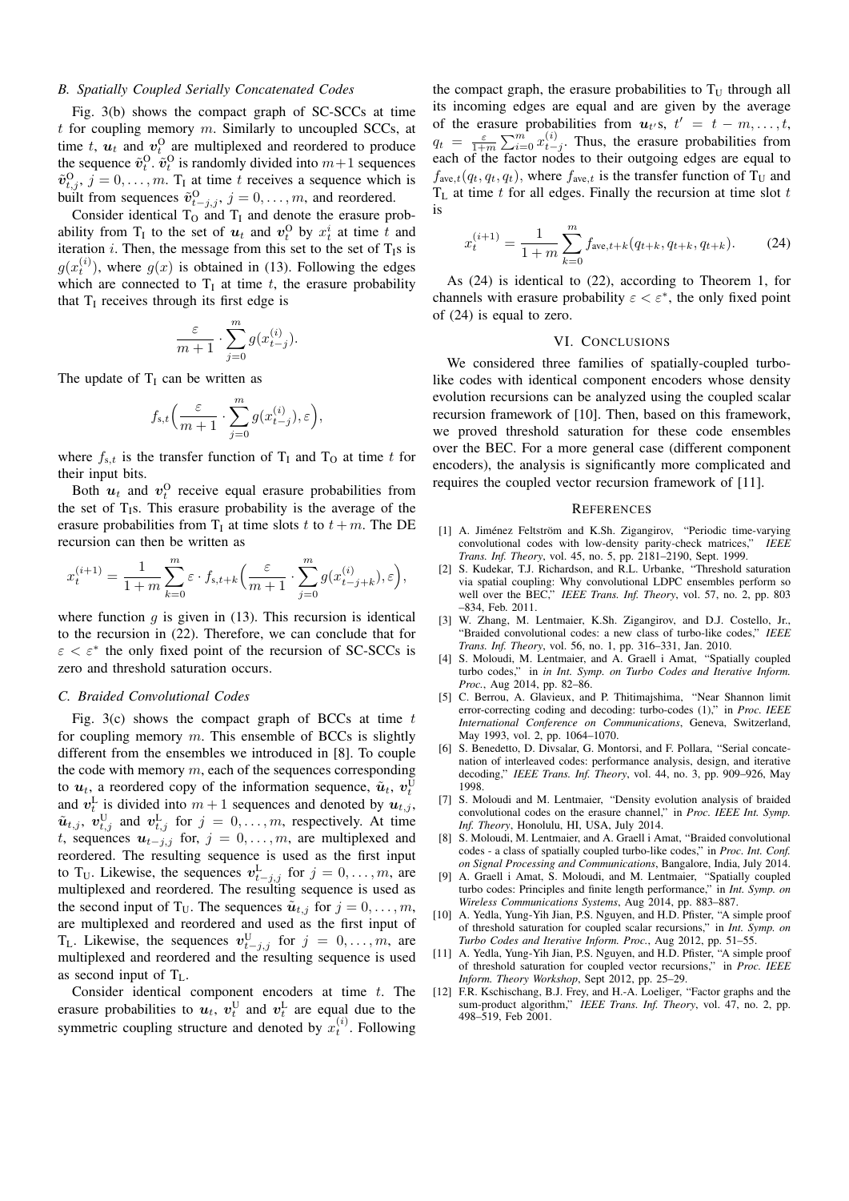### B. Spatially Coupled Serially Concatenated Codes

Fig. 3(b) shows the compact graph of SC-SCCs at time $t$ for coupling memory $m$. Similarly to uncoupled SCCs, at time $t$, $\boldsymbol{u}_t$ and $\boldsymbol{v}_t^{\mathrm{O}}$ are multiplexed and reordered to produce the sequence $\tilde{\boldsymbol{v}}_t^{\mathrm{O}}$. $\tilde{\boldsymbol{v}}_t^{\mathrm{O}}$ is randomly divided into $m+1$ sequences $\tilde{\boldsymbol{v}}_{t,j}^{\mathrm{O}}$, $j = 0, \ldots, m$. $\mathrm{T_I}$ at time $t$ receives a sequence which is built from sequences $\tilde{\boldsymbol{v}}_{t-j,j}^{\mathrm{O}}$, $j = 0, \ldots, m$, and reordered.

Consider identical $\mathrm{T_O}$ and $\mathrm{T_I}$ and denote the erasure probability from $\mathrm{T_I}$ to the set of $\boldsymbol{u}_t$ and $\boldsymbol{v}_t^{\mathrm{O}}$ by $x_t^i$ at time $t$ and iteration $i$. Then, the message from this set to the set of $\mathrm{T_I}$s is $g(x_t^{(i)})$, where $g(x)$ is obtained in (13). Following the edges which are connected to $\mathrm{T_I}$ at time $t$, the erasure probability that $\mathrm{T_I}$ receives through its first edge is

$$\frac{\varepsilon}{m+1} \cdot \sum_{j=0}^{m} g(x_{t-j}^{(i)}).$$

The update of $\mathrm{T_I}$ can be written as

$$f_{\mathrm{s},t}\Big(\frac{\varepsilon}{m+1} \cdot \sum_{j=0}^{m} g(x_{t-j}^{(i)}), \varepsilon\Big),$$

where $f_{\mathrm{s},t}$ is the transfer function of $\mathrm{T_I}$ and $\mathrm{T_O}$ at time $t$ for their input bits.

Both $\boldsymbol{u}_t$ and $\boldsymbol{v}_t^{\mathrm{O}}$ receive equal erasure probabilities from the set of $\mathrm{T_I}$s. This erasure probability is the average of the erasure probabilities from $\mathrm{T_I}$ at time slots $t$ to $t+m$. The DE recursion can then be written as

$$x_t^{(i+1)} = \frac{1}{1+m} \sum_{k=0}^{m} \varepsilon \cdot f_{\mathrm{s},t+k}\Big(\frac{\varepsilon}{m+1} \cdot \sum_{j=0}^{m} g(x_{t-j+k}^{(i)}), \varepsilon\Big),$$

where function $g$ is given in (13). This recursion is identical to the recursion in (22). Therefore, we can conclude that for $\varepsilon < \varepsilon^*$ the only fixed point of the recursion of SC-SCCs is zero and threshold saturation occurs.

### C. Braided Convolutional Codes

Fig. 3(c) shows the compact graph of BCCs at time $t$ for coupling memory $m$. This ensemble of BCCs is slightly different from the ensembles we introduced in [8]. To couple the code with memory $m$, each of the sequences corresponding to $\boldsymbol{u}_t$, a reordered copy of the information sequence, $\tilde{\boldsymbol{u}}_t$, $\boldsymbol{v}_t^{\mathrm{U}}$ and $\boldsymbol{v}_t^{\mathrm{L}}$ is divided into $m+1$ sequences and denoted by $\boldsymbol{u}_{t,j}$, $\tilde{\boldsymbol{u}}_{t,j}$, $\boldsymbol{v}_{t,j}^{\mathrm{U}}$ and $\boldsymbol{v}_{t,j}^{\mathrm{L}}$ for $j = 0, \ldots, m$, respectively. At time $t$, sequences $\boldsymbol{u}_{t-j,j}$ for, $j = 0, \ldots, m$, are multiplexed and reordered. The resulting sequence is used as the first input to $\mathrm{T_U}$. Likewise, the sequences $\boldsymbol{v}_{t-j,j}^{\mathrm{L}}$ for $j = 0, \ldots, m$, are multiplexed and reordered. The resulting sequence is used as the second input of $\mathrm{T_U}$. The sequences $\tilde{\boldsymbol{u}}_{t,j}$ for $j = 0, \ldots, m$, are multiplexed and reordered and used as the first input of $\mathrm{T_L}$. Likewise, the sequences $\boldsymbol{v}_{t-j,j}^{\mathrm{U}}$ for $j = 0, \ldots, m$, are multiplexed and reordered and the resulting sequence is used as second input of $\mathrm{T_L}$.

Consider identical component encoders at time $t$. The erasure probabilities to $\boldsymbol{u}_t$, $\boldsymbol{v}_t^{\mathrm{U}}$ and $\boldsymbol{v}_t^{\mathrm{L}}$ are equal due to the symmetric coupling structure and denoted by $x_t^{(i)}$. Following the compact graph, the erasure probabilities to $\mathrm{T_U}$ through all its incoming edges are equal and are given by the average of the erasure probabilities from $\boldsymbol{u}_{t'}$s, $t' = t-m, \ldots, t$, $q_t = \frac{\varepsilon}{1+m} \sum_{i=0}^{m} x_{t-j}^{(i)}$. Thus, the erasure probabilities from each of the factor nodes to their outgoing edges are equal to $f_{\mathrm{ave},t}(q_t, q_t, q_t)$, where $f_{\mathrm{ave},t}$ is the transfer function of $\mathrm{T_U}$ and $\mathrm{T_L}$ at time $t$ for all edges. Finally the recursion at time slot $t$ is

$$x_t^{(i+1)} = \frac{1}{1+m} \sum_{k=0}^{m} f_{\mathrm{ave},t+k}(q_{t+k}, q_{t+k}, q_{t+k}). \tag{24}$$

As (24) is identical to (22), according to Theorem 1, for channels with erasure probability $\varepsilon < \varepsilon^*$, the only fixed point of (24) is equal to zero.

## VI. Conclusions

We considered three families of spatially-coupled turbo-like codes with identical component encoders whose density evolution recursions can be analyzed using the coupled scalar recursion framework of [10]. Then, based on this framework, we proved threshold saturation for these code ensembles over the BEC. For a more general case (different component encoders), the analysis is significantly more complicated and requires the coupled vector recursion framework of [11].

## References

[1] A. Jiménez Feltström and K.Sh. Zigangirov, "Periodic time-varying convolutional codes with low-density parity-check matrices," *IEEE Trans. Inf. Theory*, vol. 45, no. 5, pp. 2181–2190, Sept. 1999.

[2] S. Kudekar, T.J. Richardson, and R.L. Urbanke, "Threshold saturation via spatial coupling: Why convolutional LDPC ensembles perform so well over the BEC," *IEEE Trans. Inf. Theory*, vol. 57, no. 2, pp. 803 –834, Feb. 2011.

[3] W. Zhang, M. Lentmaier, K.Sh. Zigangirov, and D.J. Costello, Jr., "Braided convolutional codes: a new class of turbo-like codes," *IEEE Trans. Inf. Theory*, vol. 56, no. 1, pp. 316–331, Jan. 2010.

[4] S. Moloudi, M. Lentmaier, and A. Graell i Amat, "Spatially coupled turbo codes," in *in Int. Symp. on Turbo Codes and Iterative Inform. Proc.*, Aug 2014, pp. 82–86.

[5] C. Berrou, A. Glavieux, and P. Thitimajshima, "Near Shannon limit error-correcting coding and decoding: turbo-codes (1)," in *Proc. IEEE International Conference on Communications*, Geneva, Switzerland, May 1993, vol. 2, pp. 1064–1070.

[6] S. Benedetto, D. Divsalar, G. Montorsi, and F. Pollara, "Serial concatenation of interleaved codes: performance analysis, design, and iterative decoding," *IEEE Trans. Inf. Theory*, vol. 44, no. 3, pp. 909–926, May 1998.

[7] S. Moloudi and M. Lentmaier, "Density evolution analysis of braided convolutional codes on the erasure channel," in *Proc. IEEE Int. Symp. Inf. Theory*, Honolulu, HI, USA, July 2014.

[8] S. Moloudi, M. Lentmaier, and A. Graell i Amat, "Braided convolutional codes - a class of spatially coupled turbo-like codes," in *Proc. Int. Conf. on Signal Processing and Communications*, Bangalore, India, July 2014.

[9] A. Graell i Amat, S. Moloudi, and M. Lentmaier, "Spatially coupled turbo codes: Principles and finite length performance," in *Int. Symp. on Wireless Communications Systems*, Aug 2014, pp. 883–887.

[10] A. Yedla, Yung-Yih Jian, P.S. Nguyen, and H.D. Pfister, "A simple proof of threshold saturation for coupled scalar recursions," in *Int. Symp. on Turbo Codes and Iterative Inform. Proc.*, Aug 2012, pp. 51–55.

[11] A. Yedla, Yung-Yih Jian, P.S. Nguyen, and H.D. Pfister, "A simple proof of threshold saturation for coupled vector recursions," in *Proc. IEEE Inform. Theory Workshop*, Sept 2012, pp. 25–29.

[12] F.R. Kschischang, B.J. Frey, and H.-A. Loeliger, "Factor graphs and the sum-product algorithm," *IEEE Trans. Inf. Theory*, vol. 47, no. 2, pp. 498–519, Feb 2001.